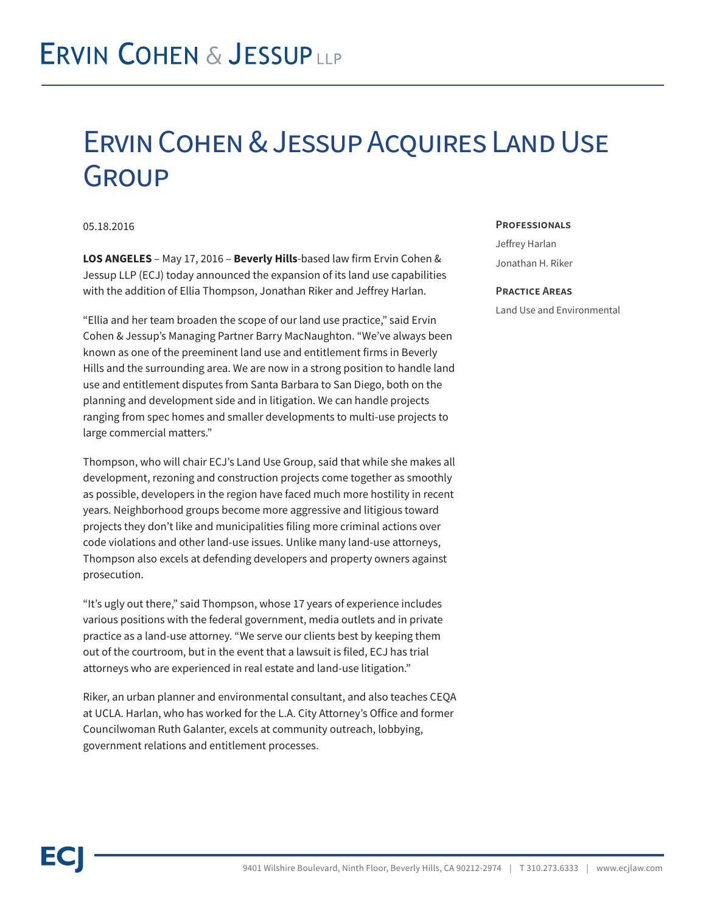# Ervin Cohen & Jessup LLP

# Ervin Cohen & Jessup Acquires Land Use Group

05.18.2016

**LOS ANGELES** – May 17, 2016 – **Beverly Hills**-based law firm Ervin Cohen & Jessup LLP (ECJ) today announced the expansion of its land use capabilities with the addition of Ellia Thompson, Jonathan Riker and Jeffrey Harlan.

"Ellia and her team broaden the scope of our land use practice," said Ervin Cohen & Jessup's Managing Partner Barry MacNaughton. "We've always been known as one of the preeminent land use and entitlement firms in Beverly Hills and the surrounding area. We are now in a strong position to handle land use and entitlement disputes from Santa Barbara to San Diego, both on the planning and development side and in litigation. We can handle projects ranging from spec homes and smaller developments to multi-use projects to large commercial matters."

Thompson, who will chair ECJ's Land Use Group, said that while she makes all development, rezoning and construction projects come together as smoothly as possible, developers in the region have faced much more hostility in recent years. Neighborhood groups become more aggressive and litigious toward projects they don't like and municipalities filing more criminal actions over code violations and other land-use issues. Unlike many land-use attorneys, Thompson also excels at defending developers and property owners against prosecution.

"It's ugly out there," said Thompson, whose 17 years of experience includes various positions with the federal government, media outlets and in private practice as a land-use attorney. "We serve our clients best by keeping them out of the courtroom, but in the event that a lawsuit is filed, ECJ has trial attorneys who are experienced in real estate and land-use litigation."

Riker, an urban planner and environmental consultant, and also teaches CEQA at UCLA. Harlan, who has worked for the L.A. City Attorney's Office and former Councilwoman Ruth Galanter, excels at community outreach, lobbying, government relations and entitlement processes.

### Professionals

Jeffrey Harlan

Jonathan H. Riker

### Practice Areas

Land Use and Environmental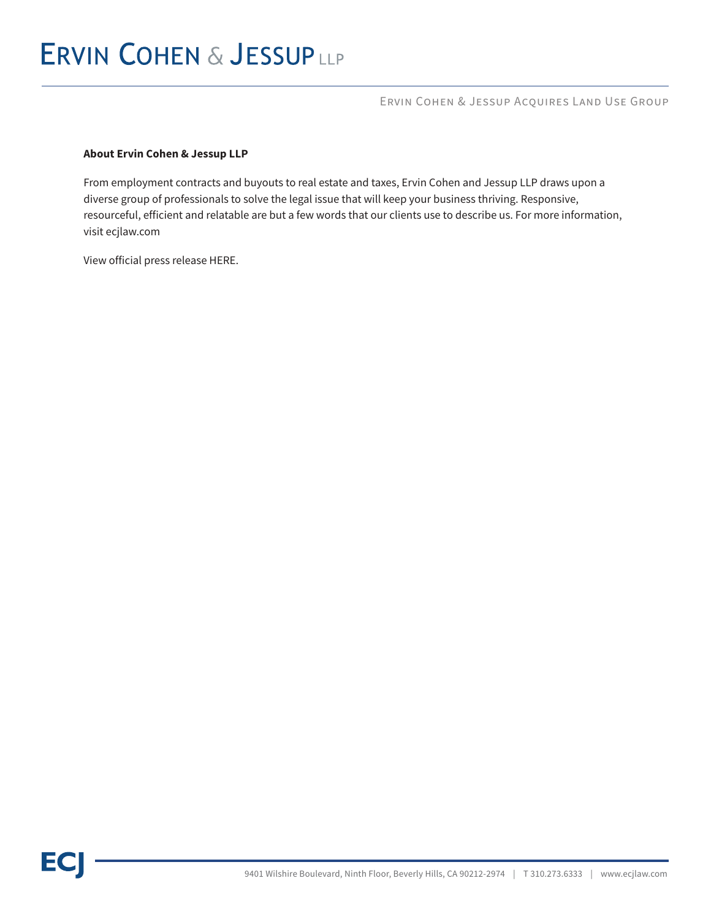**About Ervin Cohen & Jessup LLP**

From employment contracts and buyouts to real estate and taxes, Ervin Cohen and Jessup LLP draws upon a diverse group of professionals to solve the legal issue that will keep your business thriving. Responsive, resourceful, efficient and relatable are but a few words that our clients use to describe us. For more information, visit ecjlaw.com

View official press release HERE.